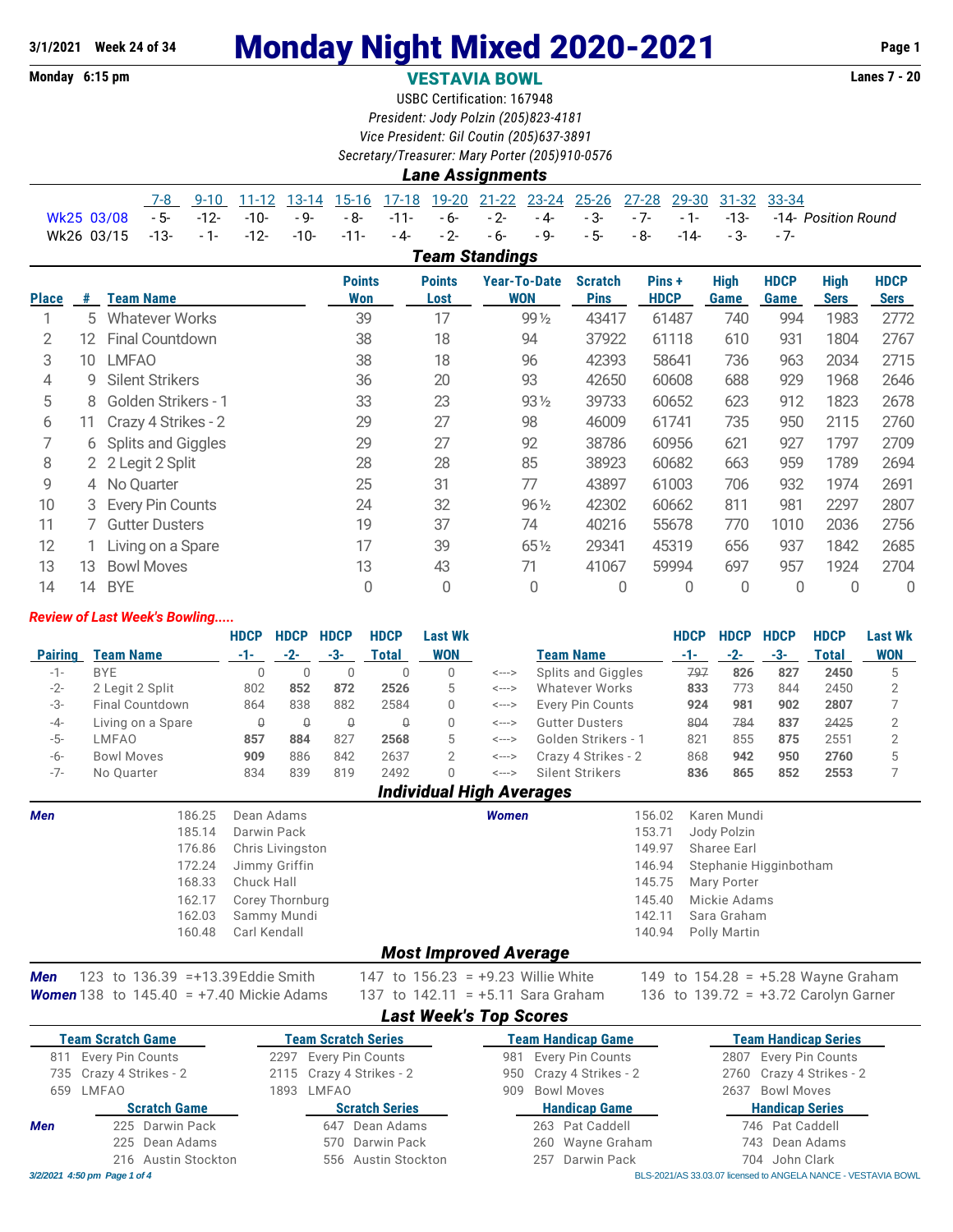3/1/2021 Week 24 of 34

# Monday Night Mixed 2020-2021

Monday 6:15 pm

## VESTAVIA BOWL

Lanes 7 - 20

USBC Certification: 167948

*President: Jody Polzin (205)823-4181*

*Vice President: Gil Coutin (205)637-3891*

*Secretary/Treasurer: Mary Porter (205)910-0576*

### Lane Assignments

| | 7-8 | 9-10 | 11-12 | 13-14 | 15-16 | 17-18 | 19-20 | 21-22 | 23-24 | 25-26 | 27-28 | 29-30 | 31-32 | 33-34 | |
|---|---|---|---|---|---|---|---|---|---|---|---|---|---|---|---|
| Wk25 03/08 | - 5- | -12- | -10- | - 9- | - 8- | -11- | - 6- | - 2- | - 4- | - 3- | - 7- | - 1- | -13- | -14- | Position Round |
| Wk26 03/15 | -13- | - 1- | -12- | -10- | -11- | - 4- | - 2- | - 6- | - 9- | - 5- | - 8- | -14- | - 3- | - 7- | |

### Team Standings

| Place | # | Team Name | Points Won | Points Lost | Year-To-Date WON | Scratch Pins | Pins + HDCP | High Game | HDCP Game | High Sers | HDCP Sers |
|---|---|---|---|---|---|---|---|---|---|---|---|
| 1 | 5 | Whatever Works | 39 | 17 | 99½ | 43417 | 61487 | 740 | 994 | 1983 | 2772 |
| 2 | 12 | Final Countdown | 38 | 18 | 94 | 37922 | 61118 | 610 | 931 | 1804 | 2767 |
| 3 | 10 | LMFAO | 38 | 18 | 96 | 42393 | 58641 | 736 | 963 | 2034 | 2715 |
| 4 | 9 | Silent Strikers | 36 | 20 | 93 | 42650 | 60608 | 688 | 929 | 1968 | 2646 |
| 5 | 8 | Golden Strikers - 1 | 33 | 23 | 93½ | 39733 | 60652 | 623 | 912 | 1823 | 2678 |
| 6 | 11 | Crazy 4 Strikes - 2 | 29 | 27 | 98 | 46009 | 61741 | 735 | 950 | 2115 | 2760 |
| 7 | 6 | Splits and Giggles | 29 | 27 | 92 | 38786 | 60956 | 621 | 927 | 1797 | 2709 |
| 8 | 2 | 2 Legit 2 Split | 28 | 28 | 85 | 38923 | 60682 | 663 | 959 | 1789 | 2694 |
| 9 | 4 | No Quarter | 25 | 31 | 77 | 43897 | 61003 | 706 | 932 | 1974 | 2691 |
| 10 | 3 | Every Pin Counts | 24 | 32 | 96½ | 42302 | 60662 | 811 | 981 | 2297 | 2807 |
| 11 | 7 | Gutter Dusters | 19 | 37 | 74 | 40216 | 55678 | 770 | 1010 | 2036 | 2756 |
| 12 | 1 | Living on a Spare | 17 | 39 | 65½ | 29341 | 45319 | 656 | 937 | 1842 | 2685 |
| 13 | 13 | Bowl Moves | 13 | 43 | 71 | 41067 | 59994 | 697 | 957 | 1924 | 2704 |
| 14 | 14 | BYE | 0 | 0 | 0 | 0 | 0 | 0 | 0 | 0 | 0 |

***Review of Last Week's Bowling.....***

| Pairing | Team Name | HDCP -1- | HDCP -2- | HDCP -3- | HDCP Total | Last Wk WON | | Team Name | HDCP -1- | HDCP -2- | HDCP -3- | HDCP Total | Last Wk WON |
|---|---|---|---|---|---|---|---|---|---|---|---|---|---|
| -1- | BYE | 0 | 0 | 0 | 0 | 0 | <---> | Splits and Giggles | ~~797~~ | **826** | **827** | **2450** | 5 |
| -2- | 2 Legit 2 Split | 802 | **852** | **872** | **2526** | 5 | <---> | Whatever Works | **833** | 773 | 844 | 2450 | 2 |
| -3- | Final Countdown | 864 | 838 | 882 | 2584 | 0 | <---> | Every Pin Counts | **924** | **981** | **902** | **2807** | 7 |
| -4- | Living on a Spare | ~~0~~ | ~~0~~ | ~~0~~ | ~~0~~ | 0 | <---> | Gutter Dusters | ~~804~~ | ~~784~~ | **837** | ~~2425~~ | 2 |
| -5- | LMFAO | **857** | **884** | 827 | **2568** | 5 | <---> | Golden Strikers - 1 | 821 | 855 | **875** | 2551 | 2 |
| -6- | Bowl Moves | **909** | 886 | 842 | 2637 | 2 | <---> | Crazy 4 Strikes - 2 | 868 | **942** | **950** | **2760** | 5 |
| -7- | No Quarter | 834 | 839 | 819 | 2492 | 0 | <---> | Silent Strikers | **836** | **865** | **852** | **2553** | 7 |

### Individual High Averages

| *Men* | | *Women* | |
|---|---|---|---|
| 186.25 | Dean Adams | 156.02 | Karen Mundi |
| 185.14 | Darwin Pack | 153.71 | Jody Polzin |
| 176.86 | Chris Livingston | 149.97 | Sharee Earl |
| 172.24 | Jimmy Griffin | 146.94 | Stephanie Higginbotham |
| 168.33 | Chuck Hall | 145.75 | Mary Porter |
| 162.17 | Corey Thornburg | 145.40 | Mickie Adams |
| 162.03 | Sammy Mundi | 142.11 | Sara Graham |
| 160.48 | Carl Kendall | 140.94 | Polly Martin |

### Most Improved Average

***Men*** 123 to 136.39 = +13.39 Eddie Smith    147 to 156.23 = +9.23 Willie White    149 to 154.28 = +5.28 Wayne Graham

***Women*** 138 to 145.40 = +7.40 Mickie Adams    137 to 142.11 = +5.11 Sara Graham    136 to 139.72 = +3.72 Carolyn Garner

### Last Week's Top Scores

| Team Scratch Game | Team Scratch Series | Team Handicap Game | Team Handicap Series |
|---|---|---|---|
| 811 Every Pin Counts | 2297 Every Pin Counts | 981 Every Pin Counts | 2807 Every Pin Counts |
| 735 Crazy 4 Strikes - 2 | 2115 Crazy 4 Strikes - 2 | 950 Crazy 4 Strikes - 2 | 2760 Crazy 4 Strikes - 2 |
| 659 LMFAO | 1893 LMFAO | 909 Bowl Moves | 2637 Bowl Moves |

| | Scratch Game | Scratch Series | Handicap Game | Handicap Series |
|---|---|---|---|---|
| *Men* | 225 Darwin Pack | 647 Dean Adams | 263 Pat Caddell | 746 Pat Caddell |
| | 225 Dean Adams | 570 Darwin Pack | 260 Wayne Graham | 743 Dean Adams |
| | 216 Austin Stockton | 556 Austin Stockton | 257 Darwin Pack | 704 John Clark |

3/2/2021 4:50 pm Page 1 of 4    BLS-2021/AS 33.03.07 licensed to ANGELA NANCE - VESTAVIA BOWL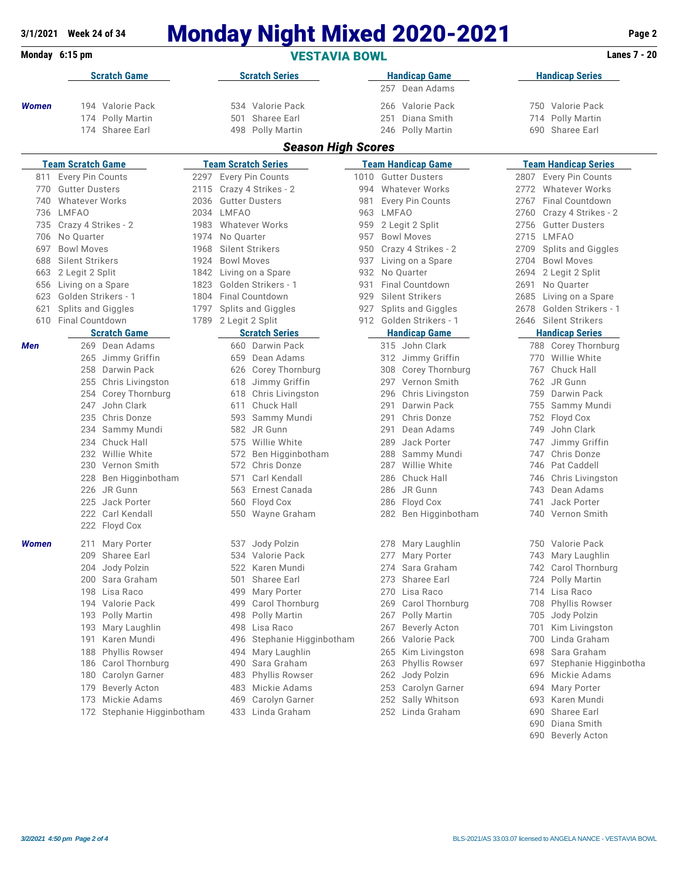# Monday Night Mixed 2020-2021

3/1/2021 Week 24 of 34

Monday 6:15 pm — **VESTAVIA BOWL** — Lanes 7 - 20

| | Scratch Game | Scratch Series | Handicap Game | Handicap Series |
|---|---|---|---|---|
| | | | 257 Dean Adams | |
| **Women** | 194 Valorie Pack | 534 Valorie Pack | 266 Valorie Pack | 750 Valorie Pack |
| | 174 Polly Martin | 501 Sharee Earl | 251 Diana Smith | 714 Polly Martin |
| | 174 Sharee Earl | 498 Polly Martin | 246 Polly Martin | 690 Sharee Earl |

## Season High Scores

| Team Scratch Game | Team Scratch Series | Team Handicap Game | Team Handicap Series |
|---|---|---|---|
| 811 Every Pin Counts | 2297 Every Pin Counts | 1010 Gutter Dusters | 2807 Every Pin Counts |
| 770 Gutter Dusters | 2115 Crazy 4 Strikes - 2 | 994 Whatever Works | 2772 Whatever Works |
| 740 Whatever Works | 2036 Gutter Dusters | 981 Every Pin Counts | 2767 Final Countdown |
| 736 LMFAO | 2034 LMFAO | 963 LMFAO | 2760 Crazy 4 Strikes - 2 |
| 735 Crazy 4 Strikes - 2 | 1983 Whatever Works | 959 2 Legit 2 Split | 2756 Gutter Dusters |
| 706 No Quarter | 1974 No Quarter | 957 Bowl Moves | 2715 LMFAO |
| 697 Bowl Moves | 1968 Silent Strikers | 950 Crazy 4 Strikes - 2 | 2709 Splits and Giggles |
| 688 Silent Strikers | 1924 Bowl Moves | 937 Living on a Spare | 2704 Bowl Moves |
| 663 2 Legit 2 Split | 1842 Living on a Spare | 932 No Quarter | 2694 2 Legit 2 Split |
| 656 Living on a Spare | 1823 Golden Strikers - 1 | 931 Final Countdown | 2691 No Quarter |
| 623 Golden Strikers - 1 | 1804 Final Countdown | 929 Silent Strikers | 2685 Living on a Spare |
| 621 Splits and Giggles | 1797 Splits and Giggles | 927 Splits and Giggles | 2678 Golden Strikers - 1 |
| 610 Final Countdown | 1789 2 Legit 2 Split | 912 Golden Strikers - 1 | 2646 Silent Strikers |

| | Scratch Game | Scratch Series | Handicap Game | Handicap Series |
|---|---|---|---|---|
| **Men** | 269 Dean Adams | 660 Darwin Pack | 315 John Clark | 788 Corey Thornburg |
| | 265 Jimmy Griffin | 659 Dean Adams | 312 Jimmy Griffin | 770 Willie White |
| | 258 Darwin Pack | 626 Corey Thornburg | 308 Corey Thornburg | 767 Chuck Hall |
| | 255 Chris Livingston | 618 Jimmy Griffin | 297 Vernon Smith | 762 JR Gunn |
| | 254 Corey Thornburg | 618 Chris Livingston | 296 Chris Livingston | 759 Darwin Pack |
| | 247 John Clark | 611 Chuck Hall | 291 Darwin Pack | 755 Sammy Mundi |
| | 235 Chris Donze | 593 Sammy Mundi | 291 Chris Donze | 752 Floyd Cox |
| | 234 Sammy Mundi | 582 JR Gunn | 291 Dean Adams | 749 John Clark |
| | 234 Chuck Hall | 575 Willie White | 289 Jack Porter | 747 Jimmy Griffin |
| | 232 Willie White | 572 Ben Higginbotham | 288 Sammy Mundi | 747 Chris Donze |
| | 230 Vernon Smith | 572 Chris Donze | 287 Willie White | 746 Pat Caddell |
| | 228 Ben Higginbotham | 571 Carl Kendall | 286 Chuck Hall | 746 Chris Livingston |
| | 226 JR Gunn | 563 Ernest Canada | 286 JR Gunn | 743 Dean Adams |
| | 225 Jack Porter | 560 Floyd Cox | 286 Floyd Cox | 741 Jack Porter |
| | 222 Carl Kendall | 550 Wayne Graham | 282 Ben Higginbotham | 740 Vernon Smith |
| | 222 Floyd Cox | | | |
| **Women** | 211 Mary Porter | 537 Jody Polzin | 278 Mary Laughlin | 750 Valorie Pack |
| | 209 Sharee Earl | 534 Valorie Pack | 277 Mary Porter | 743 Mary Laughlin |
| | 204 Jody Polzin | 522 Karen Mundi | 274 Sara Graham | 742 Carol Thornburg |
| | 200 Sara Graham | 501 Sharee Earl | 273 Sharee Earl | 724 Polly Martin |
| | 198 Lisa Raco | 499 Mary Porter | 270 Lisa Raco | 714 Lisa Raco |
| | 194 Valorie Pack | 499 Carol Thornburg | 269 Carol Thornburg | 708 Phyllis Rowser |
| | 193 Polly Martin | 498 Polly Martin | 267 Polly Martin | 705 Jody Polzin |
| | 193 Mary Laughlin | 498 Lisa Raco | 267 Beverly Acton | 701 Kim Livingston |
| | 191 Karen Mundi | 496 Stephanie Higginbotham | 266 Valorie Pack | 700 Linda Graham |
| | 188 Phyllis Rowser | 494 Mary Laughlin | 265 Kim Livingston | 698 Sara Graham |
| | 186 Carol Thornburg | 490 Sara Graham | 263 Phyllis Rowser | 697 Stephanie Higginbotha |
| | 180 Carolyn Garner | 483 Phyllis Rowser | 262 Jody Polzin | 696 Mickie Adams |
| | 179 Beverly Acton | 483 Mickie Adams | 253 Carolyn Garner | 694 Mary Porter |
| | 173 Mickie Adams | 469 Carolyn Garner | 252 Sally Whitson | 693 Karen Mundi |
| | 172 Stephanie Higginbotham | 433 Linda Graham | 252 Linda Graham | 690 Sharee Earl |
| | | | | 690 Diana Smith |
| | | | | 690 Beverly Acton |

*3/2/2021 4:50 pm* BLS-2021/AS 33.03.07 licensed to ANGELA NANCE - VESTAVIA BOWL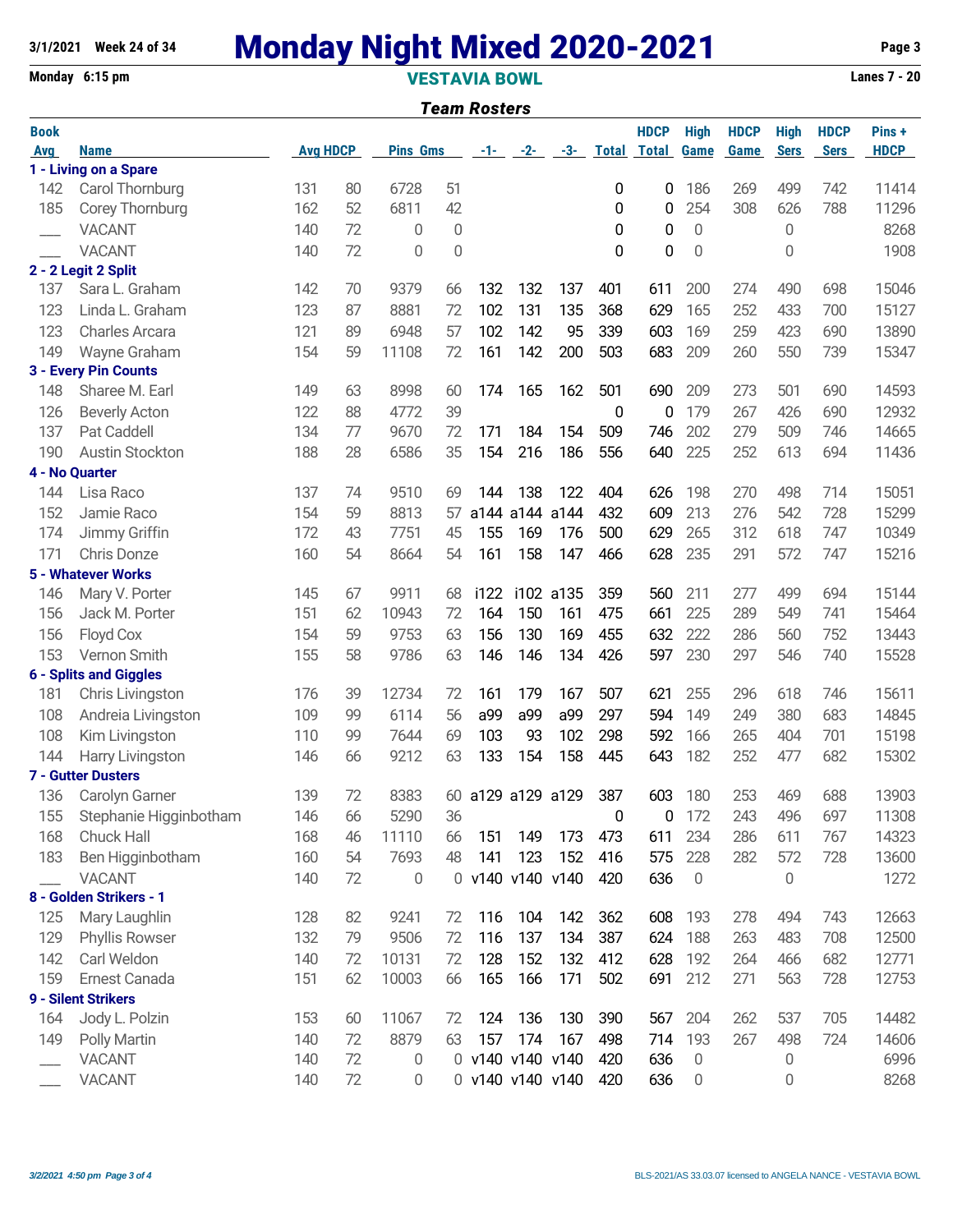# Monday Night Mixed 2020-2021

**3/1/2021 Week 24 of 34**

**Monday 6:15 pm** — **VESTAVIA BOWL** — **Lanes 7 - 20**

## *Team Rosters*

| Book Avg | Name | Avg | HDCP | Pins | Gms | -1- | -2- | -3- | Total | HDCP Total | High Game | HDCP Game | High Sers | HDCP Sers | Pins + HDCP |
|---|---|---|---|---|---|---|---|---|---|---|---|---|---|---|---|
| **1 - Living on a Spare** | | | | | | | | | | | | | | | |
| 142 | Carol Thornburg | 131 | 80 | 6728 | 51 | | | | 0 | 0 | 186 | 269 | 499 | 742 | 11414 |
| 185 | Corey Thornburg | 162 | 52 | 6811 | 42 | | | | 0 | 0 | 254 | 308 | 626 | 788 | 11296 |
| ___ | VACANT | 140 | 72 | 0 | 0 | | | | 0 | 0 | 0 | | 0 | | 8268 |
| ___ | VACANT | 140 | 72 | 0 | 0 | | | | 0 | 0 | 0 | | 0 | | 1908 |
| **2 - 2 Legit 2 Split** | | | | | | | | | | | | | | | |
| 137 | Sara L. Graham | 142 | 70 | 9379 | 66 | 132 | 132 | 137 | 401 | 611 | 200 | 274 | 490 | 698 | 15046 |
| 123 | Linda L. Graham | 123 | 87 | 8881 | 72 | 102 | 131 | 135 | 368 | 629 | 165 | 252 | 433 | 700 | 15127 |
| 123 | Charles Arcara | 121 | 89 | 6948 | 57 | 102 | 142 | 95 | 339 | 603 | 169 | 259 | 423 | 690 | 13890 |
| 149 | Wayne Graham | 154 | 59 | 11108 | 72 | 161 | 142 | 200 | 503 | 683 | 209 | 260 | 550 | 739 | 15347 |
| **3 - Every Pin Counts** | | | | | | | | | | | | | | | |
| 148 | Sharee M. Earl | 149 | 63 | 8998 | 60 | 174 | 165 | 162 | 501 | 690 | 209 | 273 | 501 | 690 | 14593 |
| 126 | Beverly Acton | 122 | 88 | 4772 | 39 | | | | 0 | 0 | 179 | 267 | 426 | 690 | 12932 |
| 137 | Pat Caddell | 134 | 77 | 9670 | 72 | 171 | 184 | 154 | 509 | 746 | 202 | 279 | 509 | 746 | 14665 |
| 190 | Austin Stockton | 188 | 28 | 6586 | 35 | 154 | 216 | 186 | 556 | 640 | 225 | 252 | 613 | 694 | 11436 |
| **4 - No Quarter** | | | | | | | | | | | | | | | |
| 144 | Lisa Raco | 137 | 74 | 9510 | 69 | 144 | 138 | 122 | 404 | 626 | 198 | 270 | 498 | 714 | 15051 |
| 152 | Jamie Raco | 154 | 59 | 8813 | 57 | a144 | a144 | a144 | 432 | 609 | 213 | 276 | 542 | 728 | 15299 |
| 174 | Jimmy Griffin | 172 | 43 | 7751 | 45 | 155 | 169 | 176 | 500 | 629 | 265 | 312 | 618 | 747 | 10349 |
| 171 | Chris Donze | 160 | 54 | 8664 | 54 | 161 | 158 | 147 | 466 | 628 | 235 | 291 | 572 | 747 | 15216 |
| **5 - Whatever Works** | | | | | | | | | | | | | | | |
| 146 | Mary V. Porter | 145 | 67 | 9911 | 68 | i122 | i102 | a135 | 359 | 560 | 211 | 277 | 499 | 694 | 15144 |
| 156 | Jack M. Porter | 151 | 62 | 10943 | 72 | 164 | 150 | 161 | 475 | 661 | 225 | 289 | 549 | 741 | 15464 |
| 156 | Floyd Cox | 154 | 59 | 9753 | 63 | 156 | 130 | 169 | 455 | 632 | 222 | 286 | 560 | 752 | 13443 |
| 153 | Vernon Smith | 155 | 58 | 9786 | 63 | 146 | 146 | 134 | 426 | 597 | 230 | 297 | 546 | 740 | 15528 |
| **6 - Splits and Giggles** | | | | | | | | | | | | | | | |
| 181 | Chris Livingston | 176 | 39 | 12734 | 72 | 161 | 179 | 167 | 507 | 621 | 255 | 296 | 618 | 746 | 15611 |
| 108 | Andreia Livingston | 109 | 99 | 6114 | 56 | a99 | a99 | a99 | 297 | 594 | 149 | 249 | 380 | 683 | 14845 |
| 108 | Kim Livingston | 110 | 99 | 7644 | 69 | 103 | 93 | 102 | 298 | 592 | 166 | 265 | 404 | 701 | 15198 |
| 144 | Harry Livingston | 146 | 66 | 9212 | 63 | 133 | 154 | 158 | 445 | 643 | 182 | 252 | 477 | 682 | 15302 |
| **7 - Gutter Dusters** | | | | | | | | | | | | | | | |
| 136 | Carolyn Garner | 139 | 72 | 8383 | 60 | a129 | a129 | a129 | 387 | 603 | 180 | 253 | 469 | 688 | 13903 |
| 155 | Stephanie Higginbotham | 146 | 66 | 5290 | 36 | | | | 0 | 0 | 172 | 243 | 496 | 697 | 11308 |
| 168 | Chuck Hall | 168 | 46 | 11110 | 66 | 151 | 149 | 173 | 473 | 611 | 234 | 286 | 611 | 767 | 14323 |
| 183 | Ben Higginbotham | 160 | 54 | 7693 | 48 | 141 | 123 | 152 | 416 | 575 | 228 | 282 | 572 | 728 | 13600 |
| ___ | VACANT | 140 | 72 | 0 | 0 | v140 | v140 | v140 | 420 | 636 | 0 | | 0 | | 1272 |
| **8 - Golden Strikers - 1** | | | | | | | | | | | | | | | |
| 125 | Mary Laughlin | 128 | 82 | 9241 | 72 | 116 | 104 | 142 | 362 | 608 | 193 | 278 | 494 | 743 | 12663 |
| 129 | Phyllis Rowser | 132 | 79 | 9506 | 72 | 116 | 137 | 134 | 387 | 624 | 188 | 263 | 483 | 708 | 12500 |
| 142 | Carl Weldon | 140 | 72 | 10131 | 72 | 128 | 152 | 132 | 412 | 628 | 192 | 264 | 466 | 682 | 12771 |
| 159 | Ernest Canada | 151 | 62 | 10003 | 66 | 165 | 166 | 171 | 502 | 691 | 212 | 271 | 563 | 728 | 12753 |
| **9 - Silent Strikers** | | | | | | | | | | | | | | | |
| 164 | Jody L. Polzin | 153 | 60 | 11067 | 72 | 124 | 136 | 130 | 390 | 567 | 204 | 262 | 537 | 705 | 14482 |
| 149 | Polly Martin | 140 | 72 | 8879 | 63 | 157 | 174 | 167 | 498 | 714 | 193 | 267 | 498 | 724 | 14606 |
| ___ | VACANT | 140 | 72 | 0 | 0 | v140 | v140 | v140 | 420 | 636 | 0 | | 0 | | 6996 |
| ___ | VACANT | 140 | 72 | 0 | 0 | v140 | v140 | v140 | 420 | 636 | 0 | | 0 | | 8268 |

*3/2/2021 4:50 pm*

BLS-2021/AS 33.03.07 licensed to ANGELA NANCE - VESTAVIA BOWL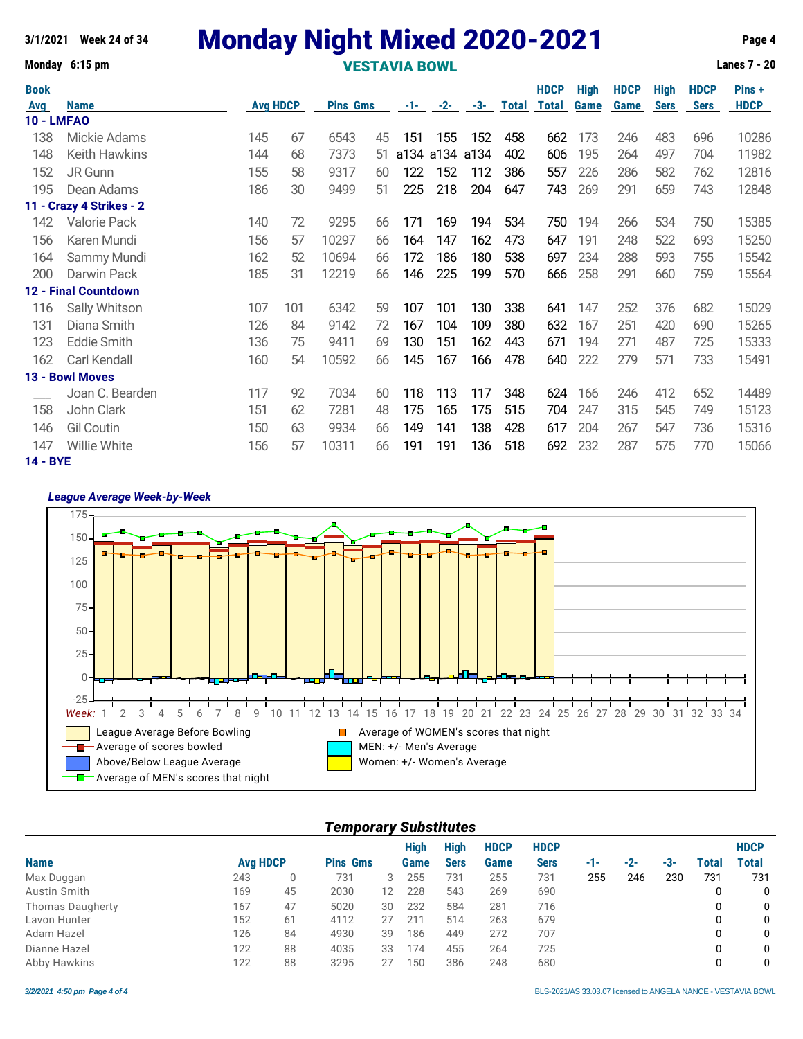# Monday Night Mixed 2020-2021

**VESTAVIA BOWL**

3/1/2021 Week 24 of 34

Monday 6:15 pm

Lanes 7 - 20

| Book Avg | Name | Avg | HDCP | Pins | Gms | -1- | -2- | -3- | Total | HDCP Total | High Game | HDCP Game | High Sers | HDCP Sers | Pins + HDCP |
|---|---|---|---|---|---|---|---|---|---|---|---|---|---|---|---|
| **10 - LMFAO** | | | | | | | | | | | | | | | |
| 138 | Mickie Adams | 145 | 67 | 6543 | 45 | 151 | 155 | 152 | 458 | 662 | 173 | 246 | 483 | 696 | 10286 |
| 148 | Keith Hawkins | 144 | 68 | 7373 | 51 | a134 | a134 | a134 | 402 | 606 | 195 | 264 | 497 | 704 | 11982 |
| 152 | JR Gunn | 155 | 58 | 9317 | 60 | 122 | 152 | 112 | 386 | 557 | 226 | 286 | 582 | 762 | 12816 |
| 195 | Dean Adams | 186 | 30 | 9499 | 51 | 225 | 218 | 204 | 647 | 743 | 269 | 291 | 659 | 743 | 12848 |
| **11 - Crazy 4 Strikes - 2** | | | | | | | | | | | | | | | |
| 142 | Valorie Pack | 140 | 72 | 9295 | 66 | 171 | 169 | 194 | 534 | 750 | 194 | 266 | 534 | 750 | 15385 |
| 156 | Karen Mundi | 156 | 57 | 10297 | 66 | 164 | 147 | 162 | 473 | 647 | 191 | 248 | 522 | 693 | 15250 |
| 164 | Sammy Mundi | 162 | 52 | 10694 | 66 | 172 | 186 | 180 | 538 | 697 | 234 | 288 | 593 | 755 | 15542 |
| 200 | Darwin Pack | 185 | 31 | 12219 | 66 | 146 | 225 | 199 | 570 | 666 | 258 | 291 | 660 | 759 | 15564 |
| **12 - Final Countdown** | | | | | | | | | | | | | | | |
| 116 | Sally Whitson | 107 | 101 | 6342 | 59 | 107 | 101 | 130 | 338 | 641 | 147 | 252 | 376 | 682 | 15029 |
| 131 | Diana Smith | 126 | 84 | 9142 | 72 | 167 | 104 | 109 | 380 | 632 | 167 | 251 | 420 | 690 | 15265 |
| 123 | Eddie Smith | 136 | 75 | 9411 | 69 | 130 | 151 | 162 | 443 | 671 | 194 | 271 | 487 | 725 | 15333 |
| 162 | Carl Kendall | 160 | 54 | 10592 | 66 | 145 | 167 | 166 | 478 | 640 | 222 | 279 | 571 | 733 | 15491 |
| **13 - Bowl Moves** | | | | | | | | | | | | | | | |
| ___ | Joan C. Bearden | 117 | 92 | 7034 | 60 | 118 | 113 | 117 | 348 | 624 | 166 | 246 | 412 | 652 | 14489 |
| 158 | John Clark | 151 | 62 | 7281 | 48 | 175 | 165 | 175 | 515 | 704 | 247 | 315 | 545 | 749 | 15123 |
| 146 | Gil Coutin | 150 | 63 | 9934 | 66 | 149 | 141 | 138 | 428 | 617 | 204 | 267 | 547 | 736 | 15316 |
| 147 | Willie White | 156 | 57 | 10311 | 66 | 191 | 191 | 136 | 518 | 692 | 232 | 287 | 575 | 770 | 15066 |
| **14 - BYE** | | | | | | | | | | | | | | | |

### *League Average Week-by-Week*

175
150
125
100
75
50
25
0
-25

Week: 1 2 3 4 5 6 7 8 9 10 11 12 13 14 15 16 17 18 19 20 21 22 23 24 25 26 27 28 29 30 31 32 33 34

League Average Before Bowling
Average of scores bowled
Above/Below League Average
Average of MEN's scores that night
Average of WOMEN's scores that night
MEN: +/- Men's Average
Women: +/- Women's Average

### *Temporary Substitutes*

| Name | Avg | HDCP | Pins | Gms | High Game | High Sers | HDCP Game | HDCP Sers | -1- | -2- | -3- | Total | HDCP Total |
|---|---|---|---|---|---|---|---|---|---|---|---|---|---|
| Max Duggan | 243 | 0 | 731 | 3 | 255 | 731 | 255 | 731 | 255 | 246 | 230 | 731 | 731 |
| Austin Smith | 169 | 45 | 2030 | 12 | 228 | 543 | 269 | 690 | | | | 0 | 0 |
| Thomas Daugherty | 167 | 47 | 5020 | 30 | 232 | 584 | 281 | 716 | | | | 0 | 0 |
| Lavon Hunter | 152 | 61 | 4112 | 27 | 211 | 514 | 263 | 679 | | | | 0 | 0 |
| Adam Hazel | 126 | 84 | 4930 | 39 | 186 | 449 | 272 | 707 | | | | 0 | 0 |
| Dianne Hazel | 122 | 88 | 4035 | 33 | 174 | 455 | 264 | 725 | | | | 0 | 0 |
| Abby Hawkins | 122 | 88 | 3295 | 27 | 150 | 386 | 248 | 680 | | | | 0 | 0 |

*3/2/2021 4:50 pm*

BLS-2021/AS 33.03.07 licensed to ANGELA NANCE - VESTAVIA BOWL